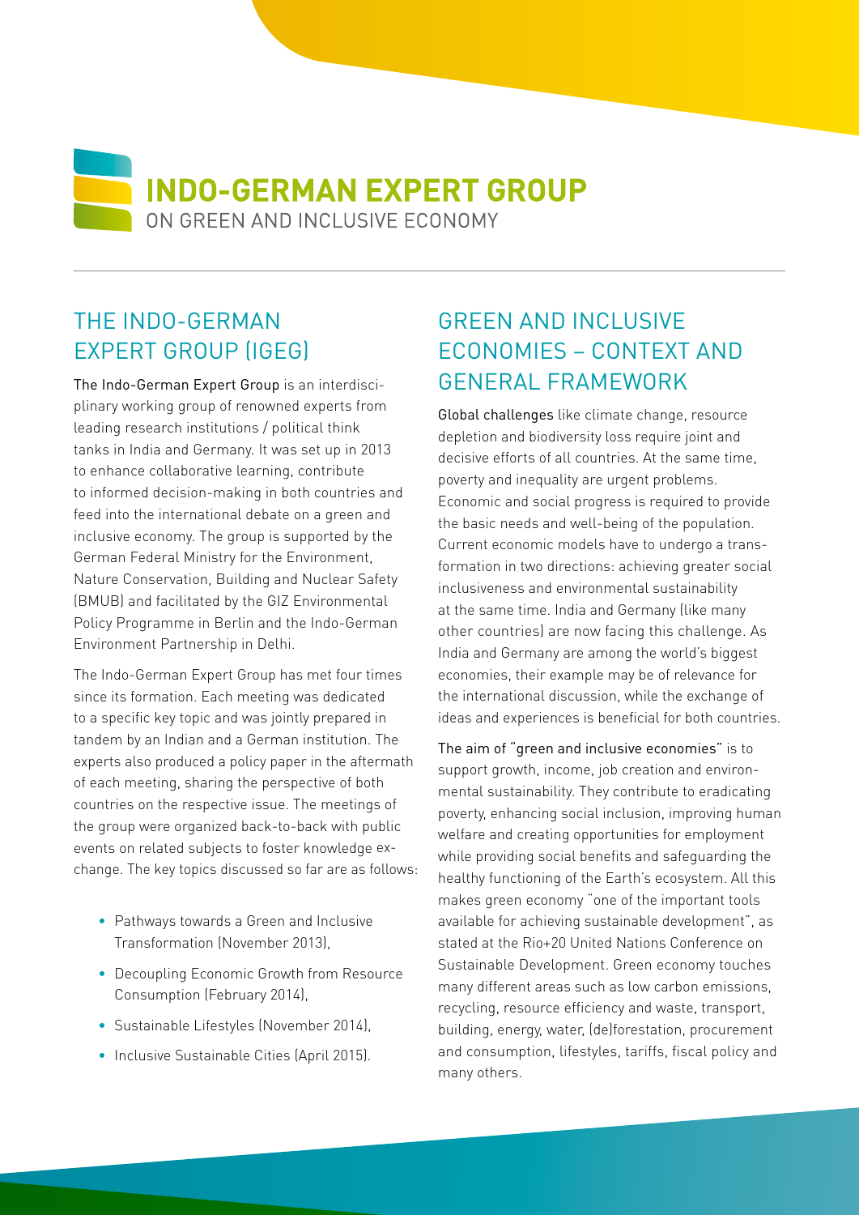# INDO-GERMAN EXPERT GROUP

ON GREEN AND INCLUSIVE ECONOMY

## THE INDO-GERMAN EXPERT GROUP (IGEG)

The Indo-German Expert Group is an interdisciplinary working group of renowned experts from leading research institutions / political think tanks in India and Germany. It was set up in 2013 to enhance collaborative learning, contribute to informed decision-making in both countries and feed into the international debate on a green and inclusive economy. The group is supported by the German Federal Ministry for the Environment, Nature Conservation, Building and Nuclear Safety (BMUB) and facilitated by the GIZ Environmental Policy Programme in Berlin and the Indo-German Environment Partnership in Delhi.

The Indo-German Expert Group has met four times since its formation. Each meeting was dedicated to a specific key topic and was jointly prepared in tandem by an Indian and a German institution. The experts also produced a policy paper in the aftermath of each meeting, sharing the perspective of both countries on the respective issue. The meetings of the group were organized back-to-back with public events on related subjects to foster knowledge exchange. The key topics discussed so far are as follows:

- Pathways towards a Green and Inclusive Transformation (November 2013),
- Decoupling Economic Growth from Resource Consumption (February 2014),
- Sustainable Lifestyles (November 2014),
- Inclusive Sustainable Cities (April 2015).

## GREEN AND INCLUSIVE ECONOMIES – CONTEXT AND GENERAL FRAMEWORK

Global challenges like climate change, resource depletion and biodiversity loss require joint and decisive efforts of all countries. At the same time, poverty and inequality are urgent problems. Economic and social progress is required to provide the basic needs and well-being of the population. Current economic models have to undergo a transformation in two directions: achieving greater social inclusiveness and environmental sustainability at the same time. India and Germany (like many other countries) are now facing this challenge. As India and Germany are among the world's biggest economies, their example may be of relevance for the international discussion, while the exchange of ideas and experiences is beneficial for both countries.

The aim of "green and inclusive economies" is to support growth, income, job creation and environmental sustainability. They contribute to eradicating poverty, enhancing social inclusion, improving human welfare and creating opportunities for employment while providing social benefits and safeguarding the healthy functioning of the Earth's ecosystem. All this makes green economy "one of the important tools available for achieving sustainable development", as stated at the Rio+20 United Nations Conference on Sustainable Development. Green economy touches many different areas such as low carbon emissions, recycling, resource efficiency and waste, transport, building, energy, water, (de)forestation, procurement and consumption, lifestyles, tariffs, fiscal policy and many others.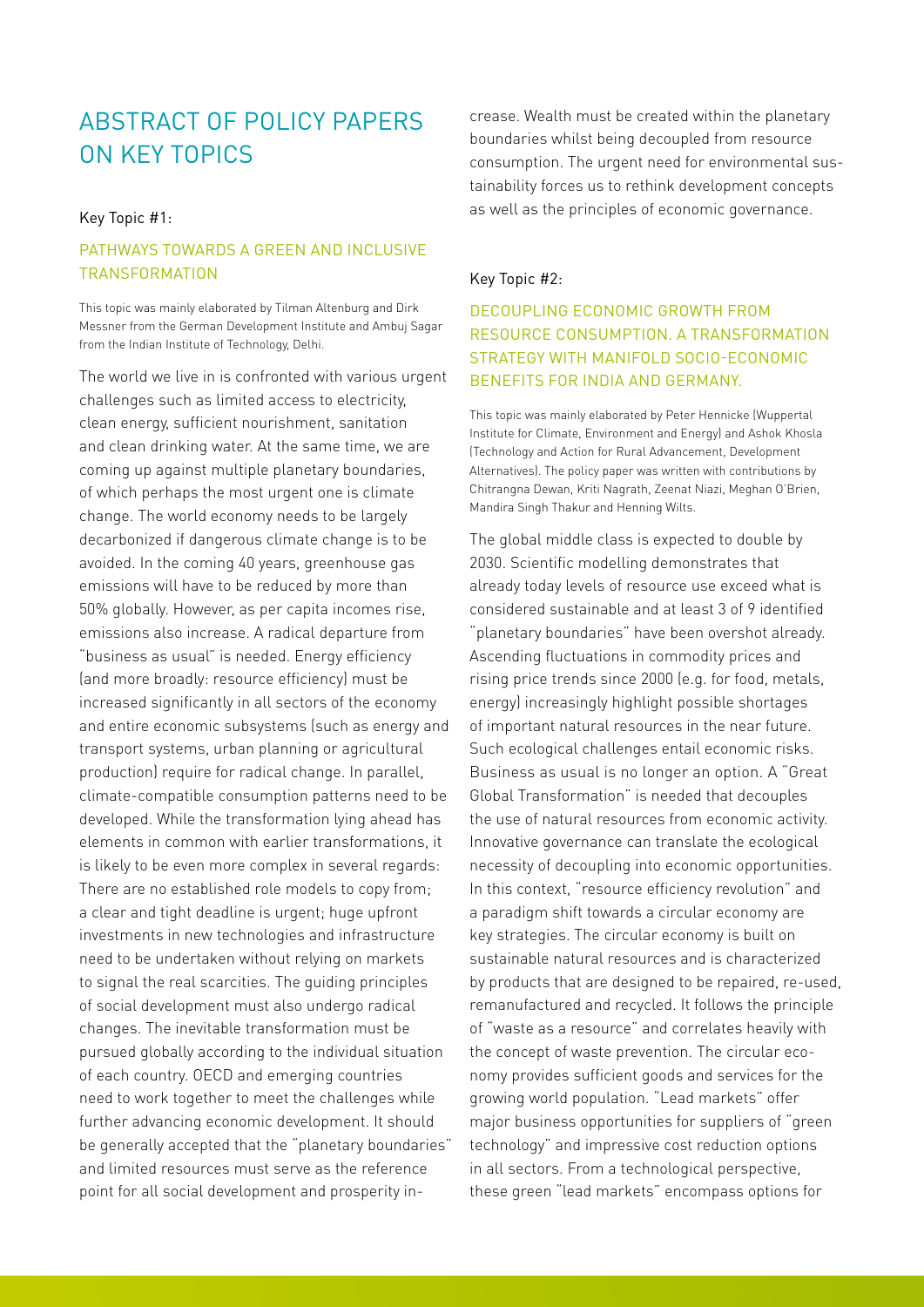# ABSTRACT OF POLICY PAPERS ON KEY TOPICS

Key Topic #1:

## PATHWAYS TOWARDS A GREEN AND INCLUSIVE TRANSFORMATION

This topic was mainly elaborated by Tilman Altenburg and Dirk Messner from the German Development Institute and Ambuj Sagar from the Indian Institute of Technology, Delhi.

The world we live in is confronted with various urgent challenges such as limited access to electricity, clean energy, sufficient nourishment, sanitation and clean drinking water. At the same time, we are coming up against multiple planetary boundaries, of which perhaps the most urgent one is climate change. The world economy needs to be largely decarbonized if dangerous climate change is to be avoided. In the coming 40 years, greenhouse gas emissions will have to be reduced by more than 50% globally. However, as per capita incomes rise, emissions also increase. A radical departure from "business as usual" is needed. Energy efficiency (and more broadly: resource efficiency) must be increased significantly in all sectors of the economy and entire economic subsystems (such as energy and transport systems, urban planning or agricultural production) require for radical change. In parallel, climate-compatible consumption patterns need to be developed. While the transformation lying ahead has elements in common with earlier transformations, it is likely to be even more complex in several regards: There are no established role models to copy from; a clear and tight deadline is urgent; huge upfront investments in new technologies and infrastructure need to be undertaken without relying on markets to signal the real scarcities. The guiding principles of social development must also undergo radical changes. The inevitable transformation must be pursued globally according to the individual situation of each country. OECD and emerging countries need to work together to meet the challenges while further advancing economic development. It should be generally accepted that the "planetary boundaries" and limited resources must serve as the reference point for all social development and prosperity increase. Wealth must be created within the planetary boundaries whilst being decoupled from resource consumption. The urgent need for environmental sustainability forces us to rethink development concepts as well as the principles of economic governance.

Key Topic #2:

## DECOUPLING ECONOMIC GROWTH FROM RESOURCE CONSUMPTION. A TRANSFORMATION STRATEGY WITH MANIFOLD SOCIO-ECONOMIC BENEFITS FOR INDIA AND GERMANY.

This topic was mainly elaborated by Peter Hennicke (Wuppertal Institute for Climate, Environment and Energy) and Ashok Khosla (Technology and Action for Rural Advancement, Development Alternatives). The policy paper was written with contributions by Chitrangna Dewan, Kriti Nagrath, Zeenat Niazi, Meghan O'Brien, Mandira Singh Thakur and Henning Wilts.

The global middle class is expected to double by 2030. Scientific modelling demonstrates that already today levels of resource use exceed what is considered sustainable and at least 3 of 9 identified "planetary boundaries" have been overshot already. Ascending fluctuations in commodity prices and rising price trends since 2000 (e.g. for food, metals, energy) increasingly highlight possible shortages of important natural resources in the near future. Such ecological challenges entail economic risks. Business as usual is no longer an option. A "Great Global Transformation" is needed that decouples the use of natural resources from economic activity. Innovative governance can translate the ecological necessity of decoupling into economic opportunities. In this context, "resource efficiency revolution" and a paradigm shift towards a circular economy are key strategies. The circular economy is built on sustainable natural resources and is characterized by products that are designed to be repaired, re-used, remanufactured and recycled. It follows the principle of "waste as a resource" and correlates heavily with the concept of waste prevention. The circular economy provides sufficient goods and services for the growing world population. "Lead markets" offer major business opportunities for suppliers of "green technology" and impressive cost reduction options in all sectors. From a technological perspective, these green "lead markets" encompass options for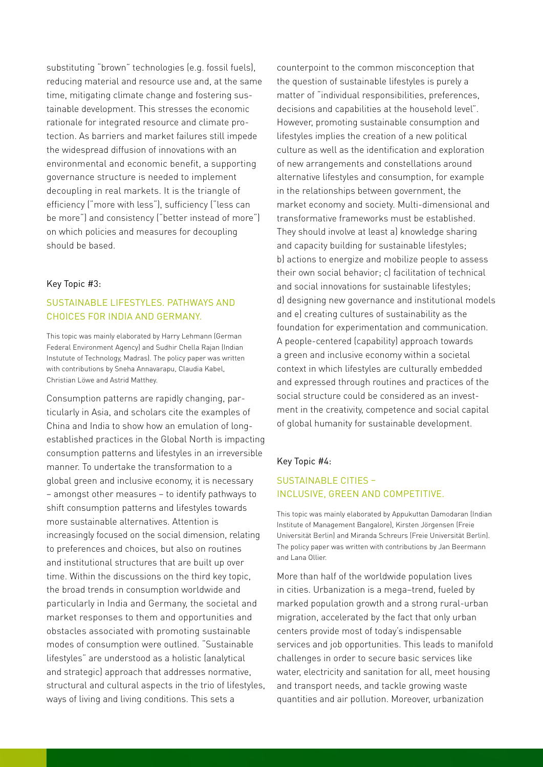substituting "brown" technologies (e.g. fossil fuels), reducing material and resource use and, at the same time, mitigating climate change and fostering sustainable development. This stresses the economic rationale for integrated resource and climate protection. As barriers and market failures still impede the widespread diffusion of innovations with an environmental and economic benefit, a supporting governance structure is needed to implement decoupling in real markets. It is the triangle of efficiency ("more with less"), sufficiency ("less can be more") and consistency ("better instead of more") on which policies and measures for decoupling should be based.

Key Topic #3:

## SUSTAINABLE LIFESTYLES. PATHWAYS AND CHOICES FOR INDIA AND GERMANY.

This topic was mainly elaborated by Harry Lehmann (German Federal Environment Agency) and Sudhir Chella Rajan (Indian Instutute of Technology, Madras). The policy paper was written with contributions by Sneha Annavarapu, Claudia Kabel, Christian Löwe and Astrid Matthey.

Consumption patterns are rapidly changing, particularly in Asia, and scholars cite the examples of China and India to show how an emulation of long-established practices in the Global North is impacting consumption patterns and lifestyles in an irreversible manner. To undertake the transformation to a global green and inclusive economy, it is necessary – amongst other measures – to identify pathways to shift consumption patterns and lifestyles towards more sustainable alternatives. Attention is increasingly focused on the social dimension, relating to preferences and choices, but also on routines and institutional structures that are built up over time. Within the discussions on the third key topic, the broad trends in consumption worldwide and particularly in India and Germany, the societal and market responses to them and opportunities and obstacles associated with promoting sustainable modes of consumption were outlined. "Sustainable lifestyles" are understood as a holistic (analytical and strategic) approach that addresses normative, structural and cultural aspects in the trio of lifestyles, ways of living and living conditions. This sets a counterpoint to the common misconception that the question of sustainable lifestyles is purely a matter of "individual responsibilities, preferences, decisions and capabilities at the household level". However, promoting sustainable consumption and lifestyles implies the creation of a new political culture as well as the identification and exploration of new arrangements and constellations around alternative lifestyles and consumption, for example in the relationships between government, the market economy and society. Multi-dimensional and transformative frameworks must be established. They should involve at least a) knowledge sharing and capacity building for sustainable lifestyles; b) actions to energize and mobilize people to assess their own social behavior; c) facilitation of technical and social innovations for sustainable lifestyles; d) designing new governance and institutional models and e) creating cultures of sustainability as the foundation for experimentation and communication. A people-centered (capability) approach towards a green and inclusive economy within a societal context in which lifestyles are culturally embedded and expressed through routines and practices of the social structure could be considered as an investment in the creativity, competence and social capital of global humanity for sustainable development.

Key Topic #4:

## SUSTAINABLE CITIES – INCLUSIVE, GREEN AND COMPETITIVE.

This topic was mainly elaborated by Appukuttan Damodaran (Indian Institute of Management Bangalore), Kirsten Jörgensen (Freie Universität Berlin) and Miranda Schreurs (Freie Universität Berlin). The policy paper was written with contributions by Jan Beermann and Lana Ollier.

More than half of the worldwide population lives in cities. Urbanization is a mega–trend, fueled by marked population growth and a strong rural-urban migration, accelerated by the fact that only urban centers provide most of today's indispensable services and job opportunities. This leads to manifold challenges in order to secure basic services like water, electricity and sanitation for all, meet housing and transport needs, and tackle growing waste quantities and air pollution. Moreover, urbanization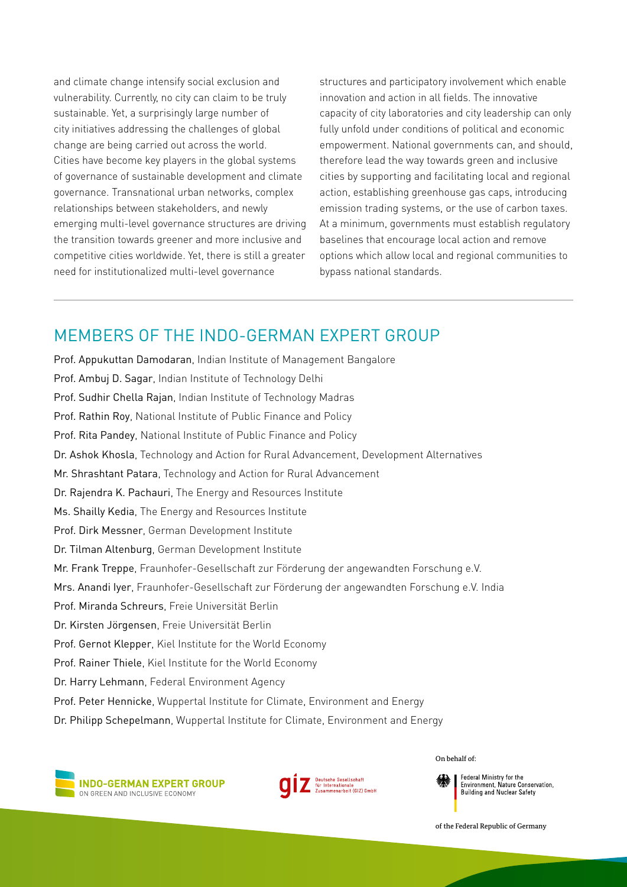and climate change intensify social exclusion and vulnerability. Currently, no city can claim to be truly sustainable. Yet, a surprisingly large number of city initiatives addressing the challenges of global change are being carried out across the world. Cities have become key players in the global systems of governance of sustainable development and climate governance. Transnational urban networks, complex relationships between stakeholders, and newly emerging multi-level governance structures are driving the transition towards greener and more inclusive and competitive cities worldwide. Yet, there is still a greater need for institutionalized multi-level governance structures and participatory involvement which enable innovation and action in all fields. The innovative capacity of city laboratories and city leadership can only fully unfold under conditions of political and economic empowerment. National governments can, and should, therefore lead the way towards green and inclusive cities by supporting and facilitating local and regional action, establishing greenhouse gas caps, introducing emission trading systems, or the use of carbon taxes. At a minimum, governments must establish regulatory baselines that encourage local action and remove options which allow local and regional communities to bypass national standards.

## MEMBERS OF THE INDO-GERMAN EXPERT GROUP

Prof. Appukuttan Damodaran, Indian Institute of Management Bangalore
Prof. Ambuj D. Sagar, Indian Institute of Technology Delhi
Prof. Sudhir Chella Rajan, Indian Institute of Technology Madras
Prof. Rathin Roy, National Institute of Public Finance and Policy
Prof. Rita Pandey, National Institute of Public Finance and Policy
Dr. Ashok Khosla, Technology and Action for Rural Advancement, Development Alternatives
Mr. Shrashtant Patara, Technology and Action for Rural Advancement
Dr. Rajendra K. Pachauri, The Energy and Resources Institute
Ms. Shailly Kedia, The Energy and Resources Institute
Prof. Dirk Messner, German Development Institute
Dr. Tilman Altenburg, German Development Institute
Mr. Frank Treppe, Fraunhofer-Gesellschaft zur Förderung der angewandten Forschung e.V.
Mrs. Anandi Iyer, Fraunhofer-Gesellschaft zur Förderung der angewandten Forschung e.V. India
Prof. Miranda Schreurs, Freie Universität Berlin
Dr. Kirsten Jörgensen, Freie Universität Berlin
Prof. Gernot Klepper, Kiel Institute for the World Economy
Prof. Rainer Thiele, Kiel Institute for the World Economy
Dr. Harry Lehmann, Federal Environment Agency
Prof. Peter Hennicke, Wuppertal Institute for Climate, Environment and Energy
Dr. Philipp Schepelmann, Wuppertal Institute for Climate, Environment and Energy

INDO-GERMAN EXPERT GROUP ON GREEN AND INCLUSIVE ECONOMY

giz Deutsche Gesellschaft für Internationale Zusammenarbeit (GIZ) GmbH

On behalf of:

Federal Ministry for the Environment, Nature Conservation, Building and Nuclear Safety

of the Federal Republic of Germany